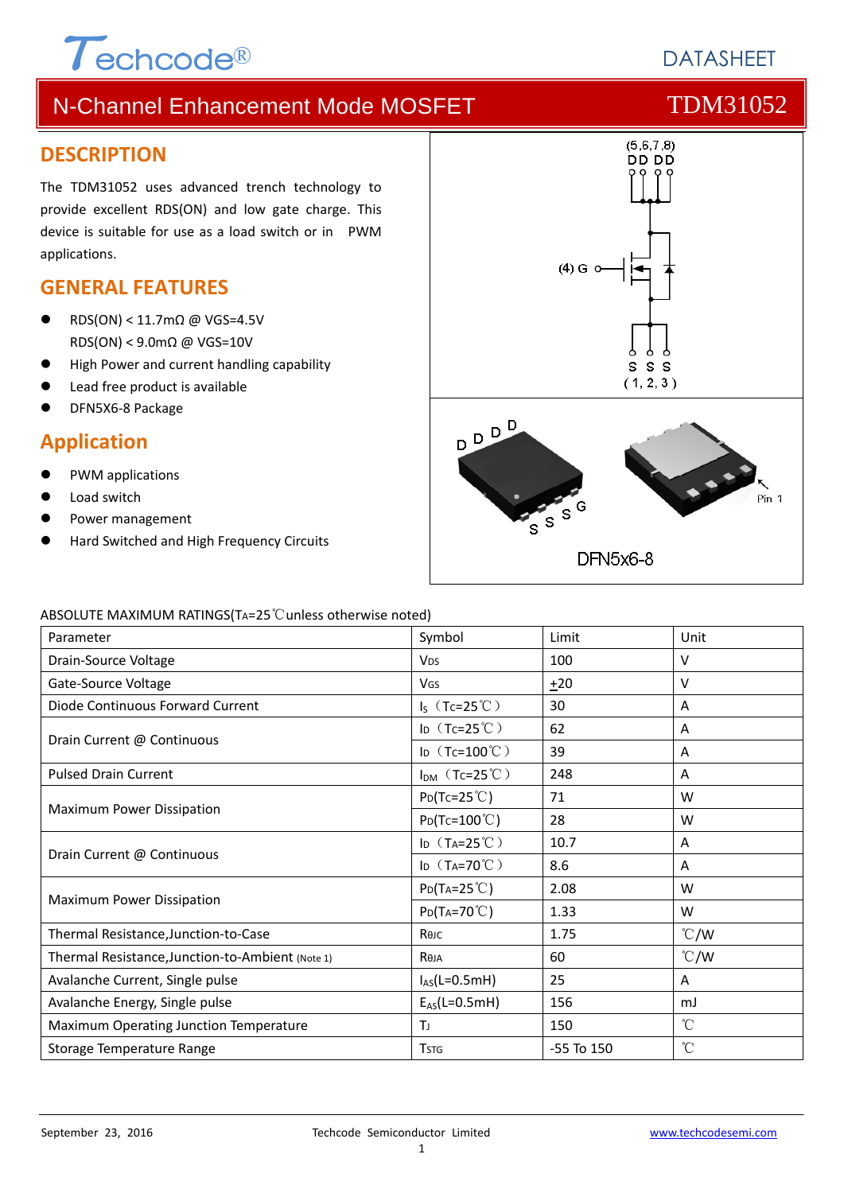Techcode®

DATASHEET

# N-Channel Enhancement Mode MOSFET — TDM31052

## DESCRIPTION

The TDM31052 uses advanced trench technology to provide excellent RDS(ON) and low gate charge. This device is suitable for use as a load switch or in PWM applications.

## GENERAL FEATURES

- RDS(ON) < 11.7mΩ @ VGS=4.5V
  RDS(ON) < 9.0mΩ @ VGS=10V
- High Power and current handling capability
- Lead free product is available
- DFN5X6-8 Package

## Application

- PWM applications
- Load switch
- Power management
- Hard Switched and High Frequency Circuits

(5,6,7,8) DD DD

(4) G

S S S (1, 2, 3)

DFN5x6-8

ABSOLUTE MAXIMUM RATINGS($T_A$=25℃unless otherwise noted)

| Parameter | Symbol | Limit | Unit |
|---|---|---|---|
| Drain-Source Voltage | $V_{DS}$ | 100 | V |
| Gate-Source Voltage | $V_{GS}$ | ±20 | V |
| Diode Continuous Forward Current | $I_S$（$T_C$=25℃） | 30 | A |
| Drain Current @ Continuous | $I_D$（$T_C$=25℃） | 62 | A |
| | $I_D$（$T_C$=100℃） | 39 | A |
| Pulsed Drain Current | $I_{DM}$（$T_C$=25℃） | 248 | A |
| Maximum Power Dissipation | $P_D$($T_C$=25℃) | 71 | W |
| | $P_D$($T_C$=100℃) | 28 | W |
| Drain Current @ Continuous | $I_D$（$T_A$=25℃） | 10.7 | A |
| | $I_D$（$T_A$=70℃） | 8.6 | A |
| Maximum Power Dissipation | $P_D$($T_A$=25℃) | 2.08 | W |
| | $P_D$($T_A$=70℃) | 1.33 | W |
| Thermal Resistance,Junction-to-Case | $R_{\theta JC}$ | 1.75 | ℃/W |
| Thermal Resistance,Junction-to-Ambient (Note 1) | $R_{\theta JA}$ | 60 | ℃/W |
| Avalanche Current, Single pulse | $I_{AS}$(L=0.5mH) | 25 | A |
| Avalanche Energy, Single pulse | $E_{AS}$(L=0.5mH) | 156 | mJ |
| Maximum Operating Junction Temperature | $T_J$ | 150 | ℃ |
| Storage Temperature Range | $T_{STG}$ | -55 To 150 | ℃ |

September 23, 2016 — Techcode Semiconductor Limited — www.techcodesemi.com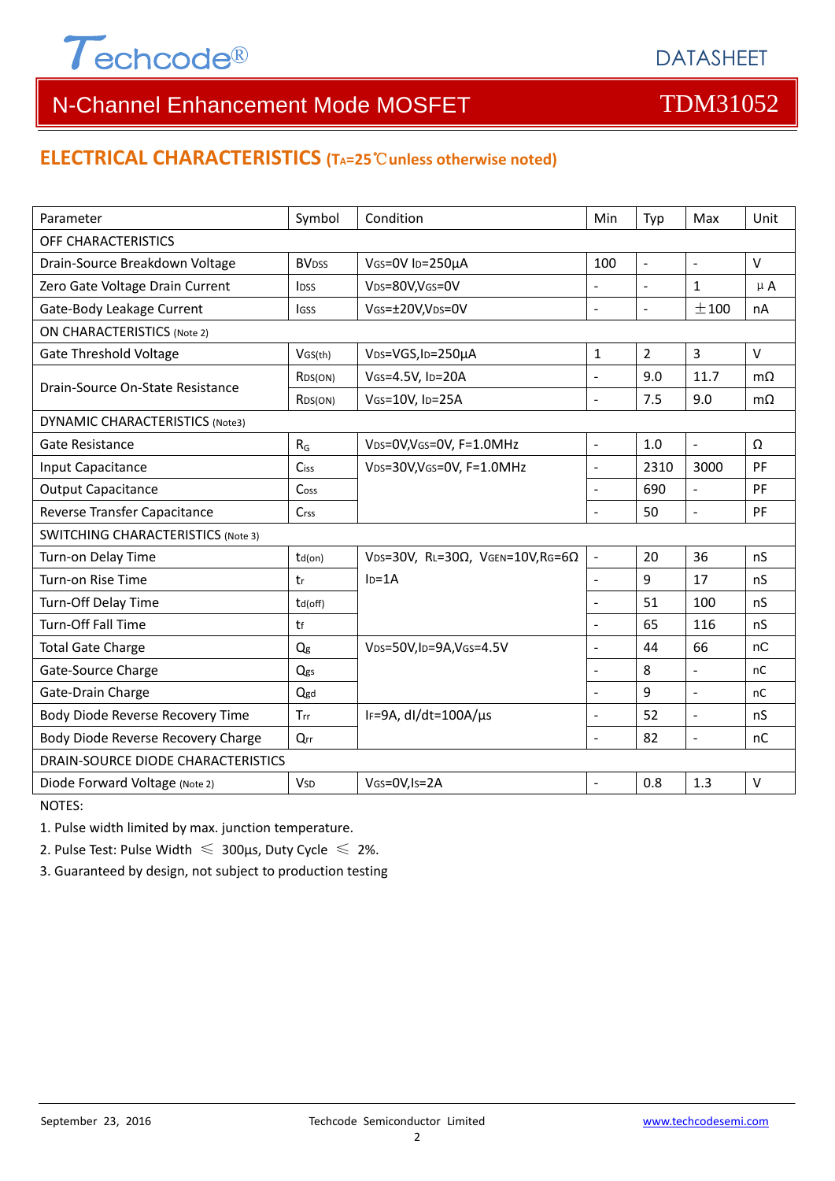## ELECTRICAL CHARACTERISTICS ($T_A$=25℃unless otherwise noted)

| Parameter | Symbol | Condition | Min | Typ | Max | Unit |
|---|---|---|---|---|---|---|
| OFF CHARACTERISTICS | | | | | | |
| Drain-Source Breakdown Voltage | $BV_{DSS}$ | $V_{GS}$=0V $I_D$=250μA | 100 | - | - | V |
| Zero Gate Voltage Drain Current | $I_{DSS}$ | $V_{DS}$=80V,$V_{GS}$=0V | - | - | 1 | μA |
| Gate-Body Leakage Current | $I_{GSS}$ | $V_{GS}$=±20V,$V_{DS}$=0V | - | - | ±100 | nA |
| ON CHARACTERISTICS (Note 2) | | | | | | |
| Gate Threshold Voltage | $V_{GS(th)}$ | $V_{DS}$=VGS,$I_D$=250μA | 1 | 2 | 3 | V |
| Drain-Source On-State Resistance | $R_{DS(ON)}$ | $V_{GS}$=4.5V, $I_D$=20A | - | 9.0 | 11.7 | mΩ |
| | $R_{DS(ON)}$ | $V_{GS}$=10V, $I_D$=25A | - | 7.5 | 9.0 | mΩ |
| DYNAMIC CHARACTERISTICS (Note3) | | | | | | |
| Gate Resistance | $R_G$ | $V_{DS}$=0V,$V_{GS}$=0V, F=1.0MHz | - | 1.0 | - | Ω |
| Input Capacitance | $C_{iss}$ | $V_{DS}$=30V,$V_{GS}$=0V, F=1.0MHz | - | 2310 | 3000 | PF |
| Output Capacitance | $C_{oss}$ | | - | 690 | - | PF |
| Reverse Transfer Capacitance | $C_{rss}$ | | - | 50 | - | PF |
| SWITCHING CHARACTERISTICS (Note 3) | | | | | | |
| Turn-on Delay Time | $t_{d(on)}$ | $V_{DS}$=30V, $R_L$=30Ω, $V_{GEN}$=10V,$R_G$=6Ω $I_D$=1A | - | 20 | 36 | nS |
| Turn-on Rise Time | $t_r$ | | - | 9 | 17 | nS |
| Turn-Off Delay Time | $t_{d(off)}$ | | - | 51 | 100 | nS |
| Turn-Off Fall Time | $t_f$ | | - | 65 | 116 | nS |
| Total Gate Charge | $Q_g$ | $V_{DS}$=50V,$I_D$=9A,$V_{GS}$=4.5V | - | 44 | 66 | nC |
| Gate-Source Charge | $Q_{gs}$ | | - | 8 | - | nC |
| Gate-Drain Charge | $Q_{gd}$ | | - | 9 | - | nC |
| Body Diode Reverse Recovery Time | $T_{rr}$ | $I_F$=9A, dI/dt=100A/μs | - | 52 | - | nS |
| Body Diode Reverse Recovery Charge | $Q_{rr}$ | | - | 82 | - | nC |
| DRAIN-SOURCE DIODE CHARACTERISTICS | | | | | | |
| Diode Forward Voltage (Note 2) | $V_{SD}$ | $V_{GS}$=0V,$I_S$=2A | - | 0.8 | 1.3 | V |

NOTES:

1. Pulse width limited by max. junction temperature.
2. Pulse Test: Pulse Width ≤ 300μs, Duty Cycle ≤ 2%.
3. Guaranteed by design, not subject to production testing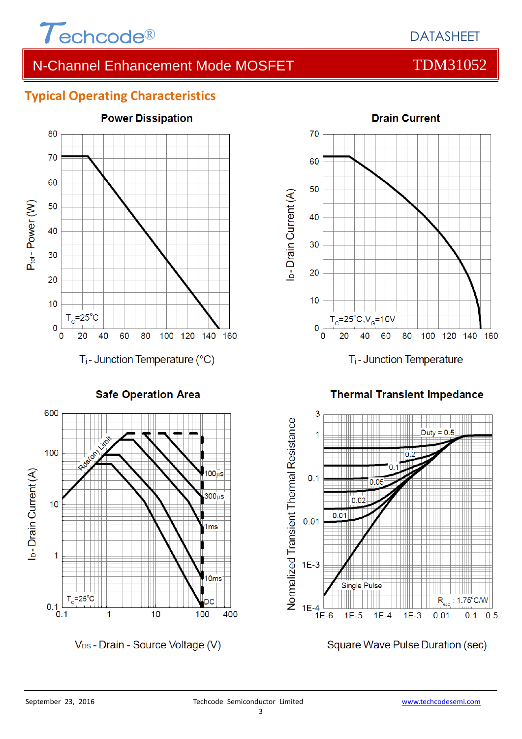## Typical Operating Characteristics

**Power Dissipation**

$P_{tot}$ - Power (W)

$T_C$=25°C

$T_j$ - Junction Temperature (°C)

**Drain Current**

$I_D$ - Drain Current (A)

$T_C$=25°C, $V_G$=10V

$T_j$ - Junction Temperature

**Safe Operation Area**

$I_D$ - Drain Current (A)

Rds(on) Limit

100µs, 300µs, 1ms, 10ms, DC

$T_C$=25°C

$V_{DS}$ - Drain - Source Voltage (V)

**Thermal Transient Impedance**

Normalized Transient Thermal Resistance

Duty = 0.5, 0.2, 0.1, 0.05, 0.02, 0.01, Single Pulse

$R_{\theta JC}$ : 1.75°C/W

Square Wave Pulse Duration (sec)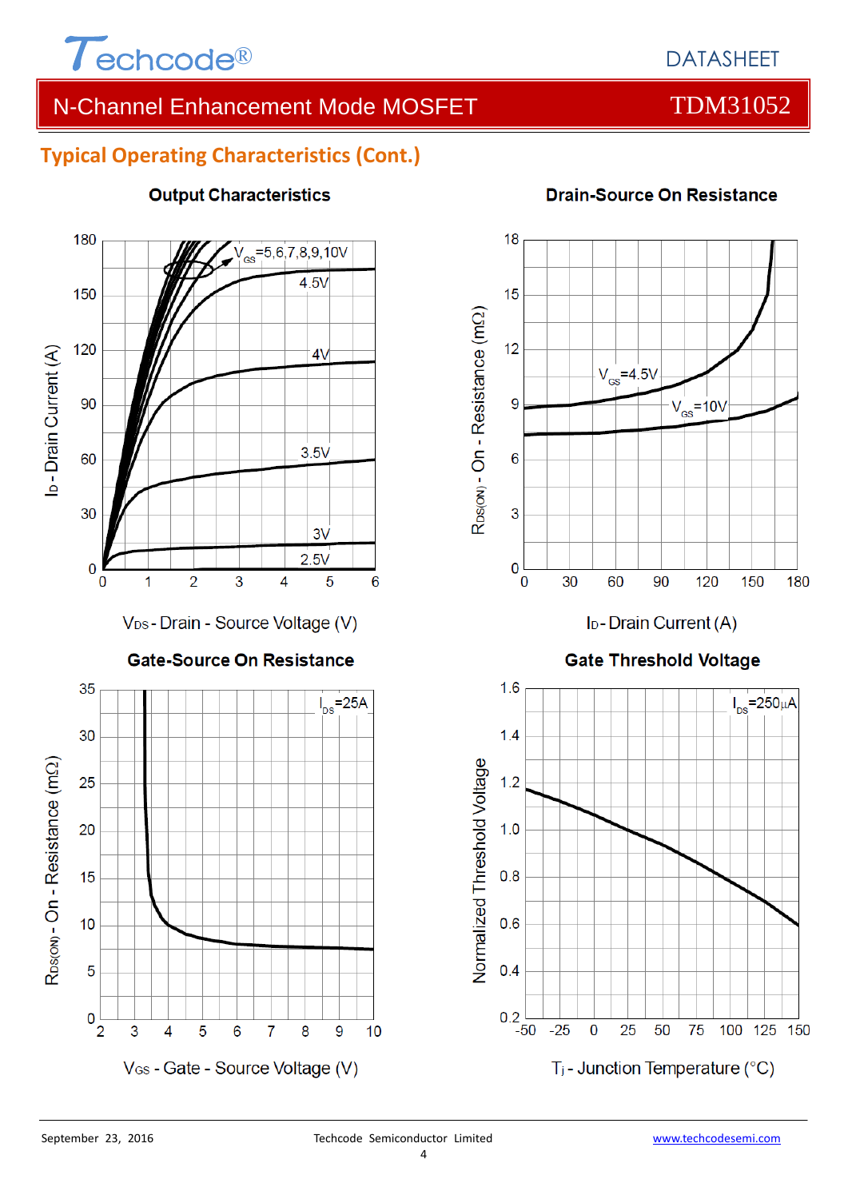## Typical Operating Characteristics (Cont.)

**Output Characteristics**

$V_{GS}$=5,6,7,8,9,10V; 4.5V; 4V; 3.5V; 3V; 2.5V

$I_D$ - Drain Current (A)

$V_{DS}$ - Drain - Source Voltage (V)

**Drain-Source On Resistance**

$V_{GS}$=4.5V; $V_{GS}$=10V

$R_{DS(ON)}$ - On - Resistance (mΩ)

$I_D$ - Drain Current (A)

**Gate-Source On Resistance**

$I_{DS}$=25A

$R_{DS(ON)}$ - On - Resistance (mΩ)

$V_{GS}$ - Gate - Source Voltage (V)

**Gate Threshold Voltage**

$I_{DS}$=250μA

Normalized Threshold Voltage

$T_j$ - Junction Temperature (°C)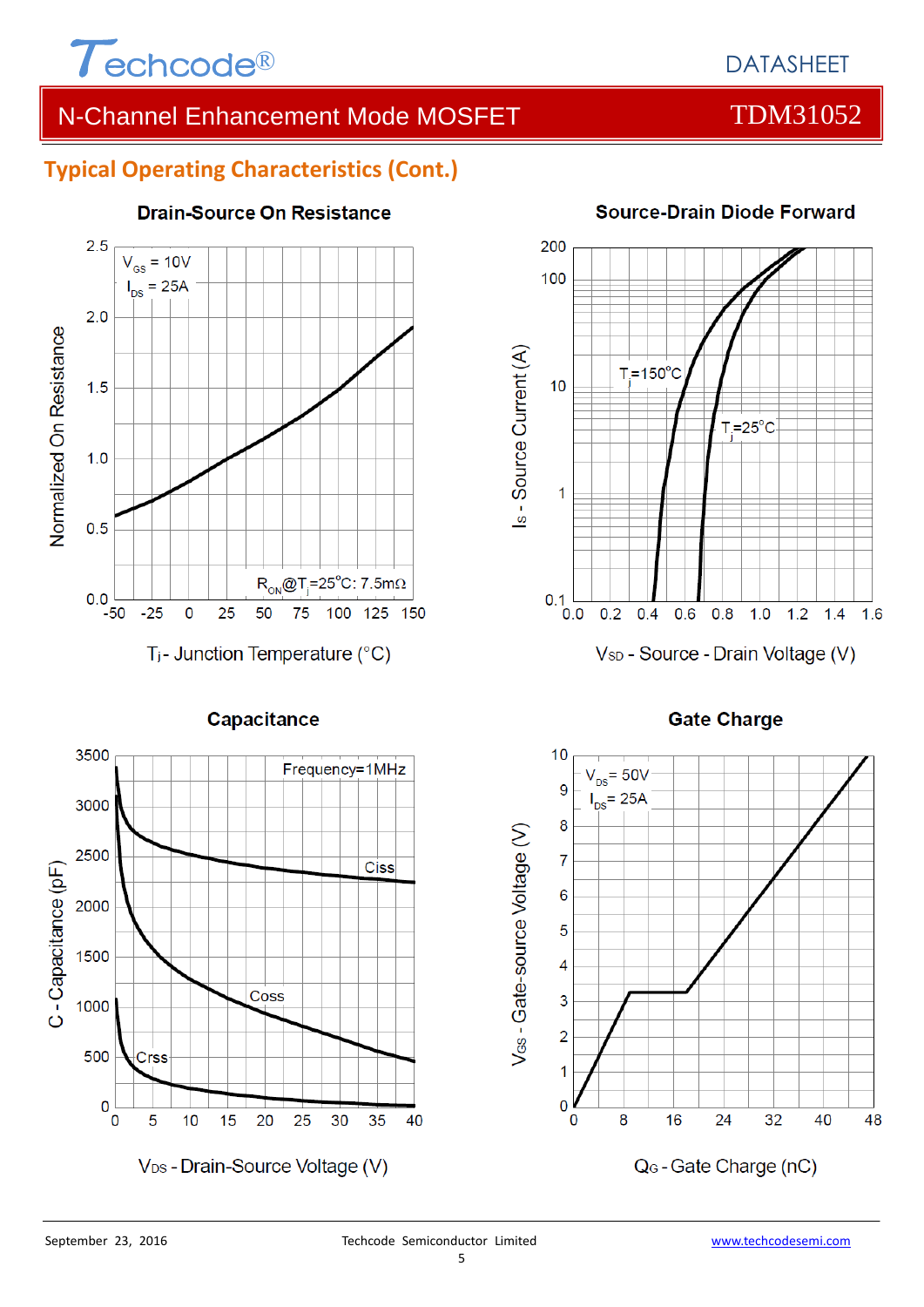## Typical Operating Characteristics (Cont.)

### Drain-Source On Resistance

$V_{GS}$ = 10V
$I_{DS}$ = 25A

Normalized On Resistance

$R_{ON}$@$T_j$=25°C: 7.5mΩ

$T_j$ - Junction Temperature (°C)

### Source-Drain Diode Forward

$T_j$=150°C

$T_j$=25°C

$I_S$ - Source Current (A)

$V_{SD}$ - Source - Drain Voltage (V)

### Capacitance

Frequency=1MHz

Ciss

Coss

Crss

C - Capacitance (pF)

$V_{DS}$ - Drain-Source Voltage (V)

### Gate Charge

$V_{DS}$= 50V
$I_{DS}$= 25A

$V_{GS}$ - Gate-source Voltage (V)

$Q_G$ - Gate Charge (nC)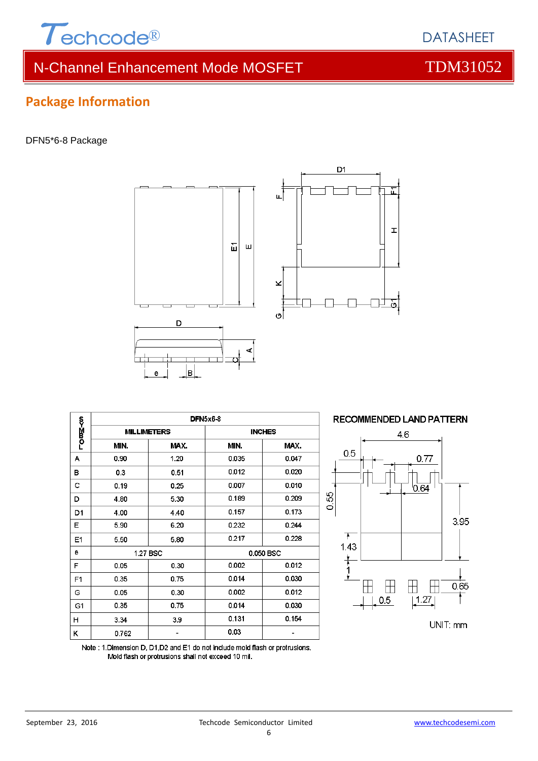## Package Information

DFN5*6-8 Package

| SYMBOL | DFN5x6-8 | | | |
|---|---|---|---|---|
| | MILLIMETERS | | INCHES | |
| | MIN. | MAX. | MIN. | MAX. |
| A | 0.90 | 1.20 | 0.035 | 0.047 |
| B | 0.3 | 0.51 | 0.012 | 0.020 |
| C | 0.19 | 0.25 | 0.007 | 0.010 |
| D | 4.80 | 5.30 | 0.189 | 0.209 |
| D1 | 4.00 | 4.40 | 0.157 | 0.173 |
| E | 5.90 | 6.20 | 0.232 | 0.244 |
| E1 | 5.50 | 5.80 | 0.217 | 0.228 |
| e | 1.27 BSC | | 0.050 BSC | |
| F | 0.05 | 0.30 | 0.002 | 0.012 |
| F1 | 0.35 | 0.75 | 0.014 | 0.030 |
| G | 0.05 | 0.30 | 0.002 | 0.012 |
| G1 | 0.35 | 0.75 | 0.014 | 0.030 |
| H | 3.34 | 3.9 | 0.131 | 0.154 |
| K | 0.762 | - | 0.03 | - |

Note : 1.Dimension D, D1,D2 and E1 do not include mold flash or protrusions. Mold flash or protrusions shall not exceed 10 mil.

RECOMMENDED LAND PATTERN

UNIT: mm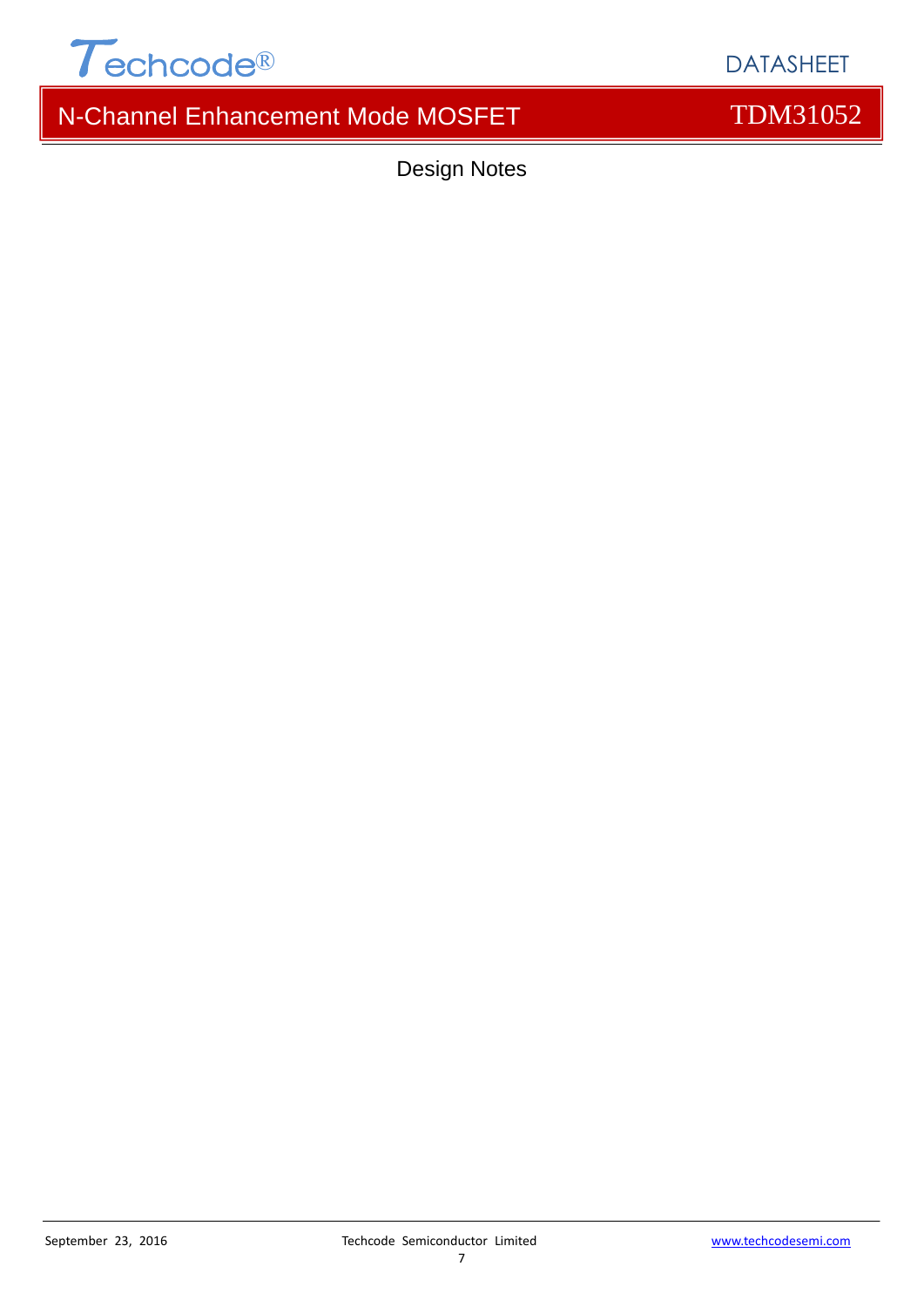Design Notes